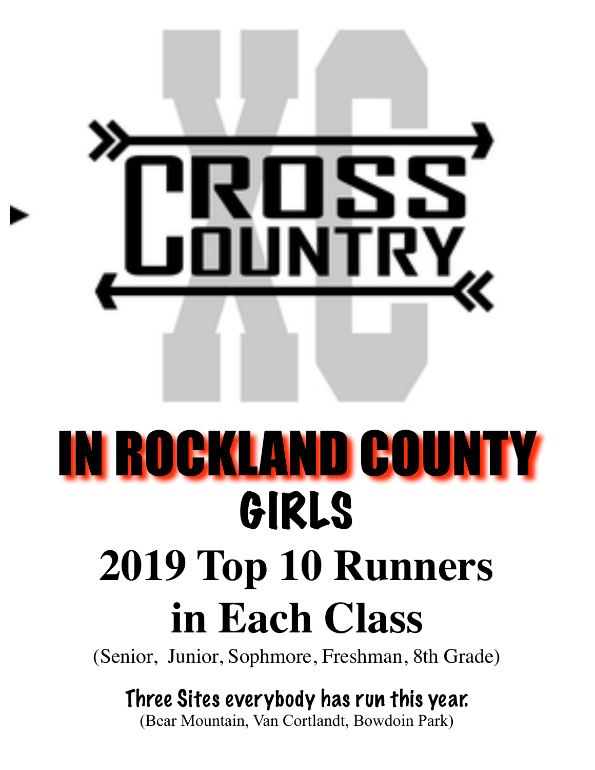# CROSS COUNTRY

# IN ROCKLAND COUNTY

## GIRLS

## 2019 Top 10 Runners in Each Class

(Senior, Junior, Sophmore, Freshman, 8th Grade)

**Three Sites everybody has run this year.**

(Bear Mountain, Van Cortlandt, Bowdoin Park)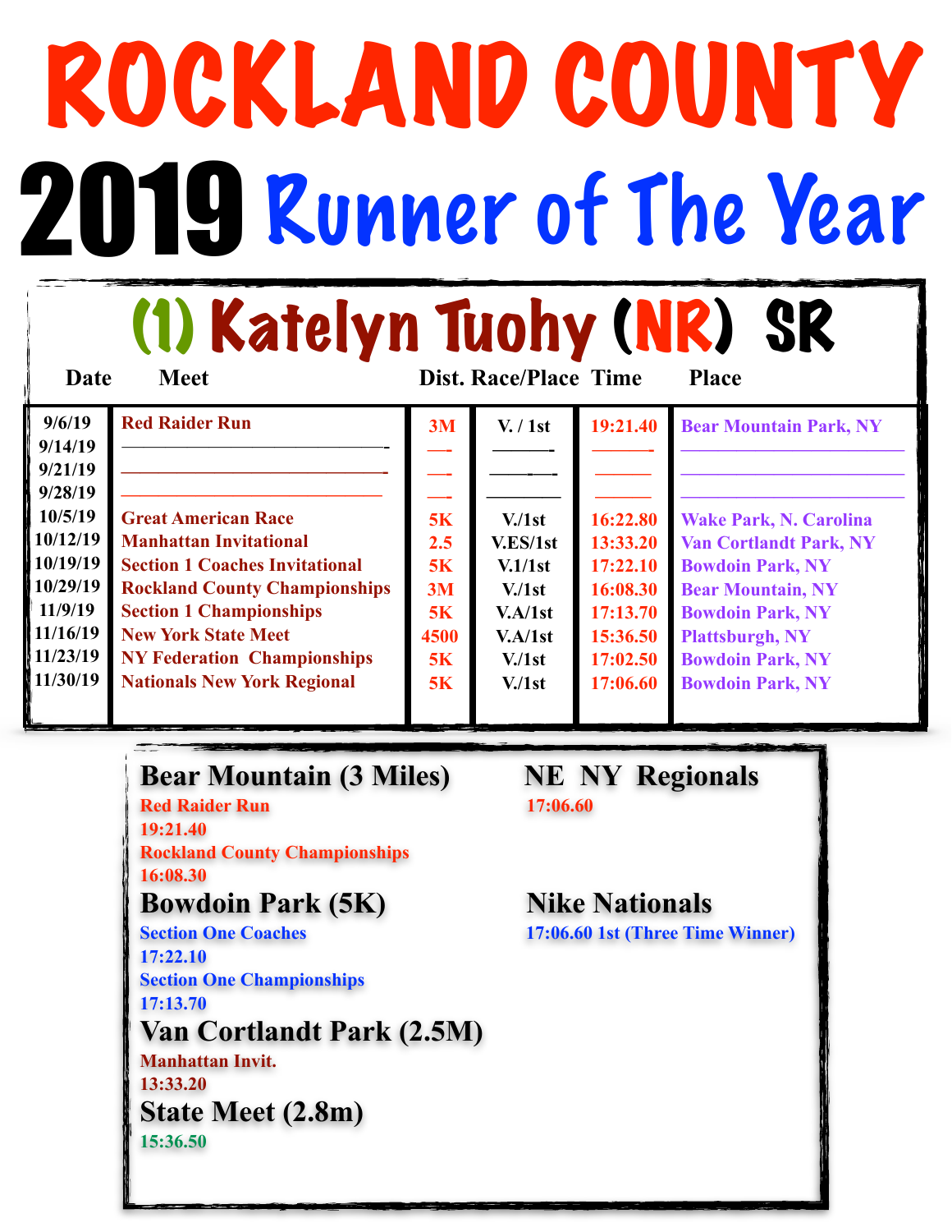# ROCKLAND COUNTY

# 2019 Runner of The Year

## (1) Katelyn Tuohy (NR) SR

| Date | Meet | Dist. | Race/Place | Time | Place |
|---|---|---|---|---|---|
| 9/6/19 | Red Raider Run | 3M | V. / 1st | 19:21.40 | Bear Mountain Park, NY |
| 9/14/19 | ——————————— | —- | ———- | ———- | —————————— |
| 9/21/19 | ——————————— | —- | ——-—- | ——— | —————————— |
| 9/28/19 | ——————————— | —- | ———— | ——— | —————————— |
| 10/5/19 | Great American Race | 5K | V./1st | 16:22.80 | Wake Park, N. Carolina |
| 10/12/19 | Manhattan Invitational | 2.5 | V.ES/1st | 13:33.20 | Van Cortlandt Park, NY |
| 10/19/19 | Section 1 Coaches Invitational | 5K | V.1/1st | 17:22.10 | Bowdoin Park, NY |
| 10/29/19 | Rockland County Championships | 3M | V./1st | 16:08.30 | Bear Mountain, NY |
| 11/9/19 | Section 1 Championships | 5K | V.A/1st | 17:13.70 | Bowdoin Park, NY |
| 11/16/19 | New York State Meet | 4500 | V.A/1st | 15:36.50 | Plattsburgh, NY |
| 11/23/19 | NY Federation Championships | 5K | V./1st | 17:02.50 | Bowdoin Park, NY |
| 11/30/19 | Nationals New York Regional | 5K | V./1st | 17:06.60 | Bowdoin Park, NY |

### Bear Mountain (3 Miles)

Red Raider Run
19:21.40
Rockland County Championships
16:08.30

### Bowdoin Park (5K)

Section One Coaches
17:22.10
Section One Championships
17:13.70

### Van Cortlandt Park (2.5M)

Manhattan Invit.
13:33.20

### State Meet (2.8m)

15:36.50

### NE NY Regionals

17:06.60

### Nike Nationals

17:06.60 1st (Three Time Winner)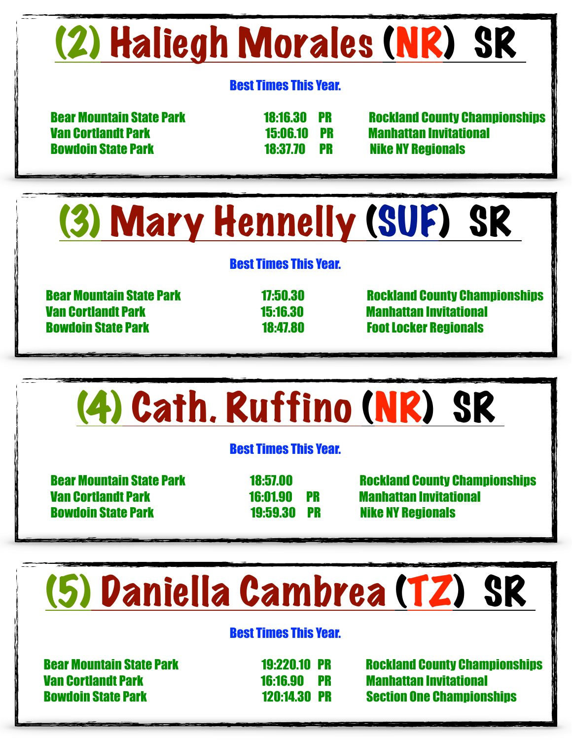## (2) Haliegh Morales (NR) SR

**Best Times This Year.**

| | | | |
|---|---|---|---|
| Bear Mountain State Park | 18:16.30 | PR | Rockland County Championships |
| Van Cortlandt Park | 15:06.10 | PR | Manhattan Invitational |
| Bowdoin State Park | 18:37.70 | PR | Nike NY Regionals |

## (3) Mary Hennelly (SUF) SR

**Best Times This Year.**

| | | | |
|---|---|---|---|
| Bear Mountain State Park | 17:50.30 | | Rockland County Championships |
| Van Cortlandt Park | 15:16.30 | | Manhattan Invitational |
| Bowdoin State Park | 18:47.80 | | Foot Locker Regionals |

## (4) Cath. Ruffino (NR) SR

**Best Times This Year.**

| | | | |
|---|---|---|---|
| Bear Mountain State Park | 18:57.00 | | Rockland County Championships |
| Van Cortlandt Park | 16:01.90 | PR | Manhattan Invitational |
| Bowdoin State Park | 19:59.30 | PR | Nike NY Regionals |

## (5) Daniella Cambrea (TZ) SR

**Best Times This Year.**

| | | | |
|---|---|---|---|
| Bear Mountain State Park | 19:220.10 | PR | Rockland County Championships |
| Van Cortlandt Park | 16:16.90 | PR | Manhattan Invitational |
| Bowdoin State Park | 120:14.30 | PR | Section One Championships |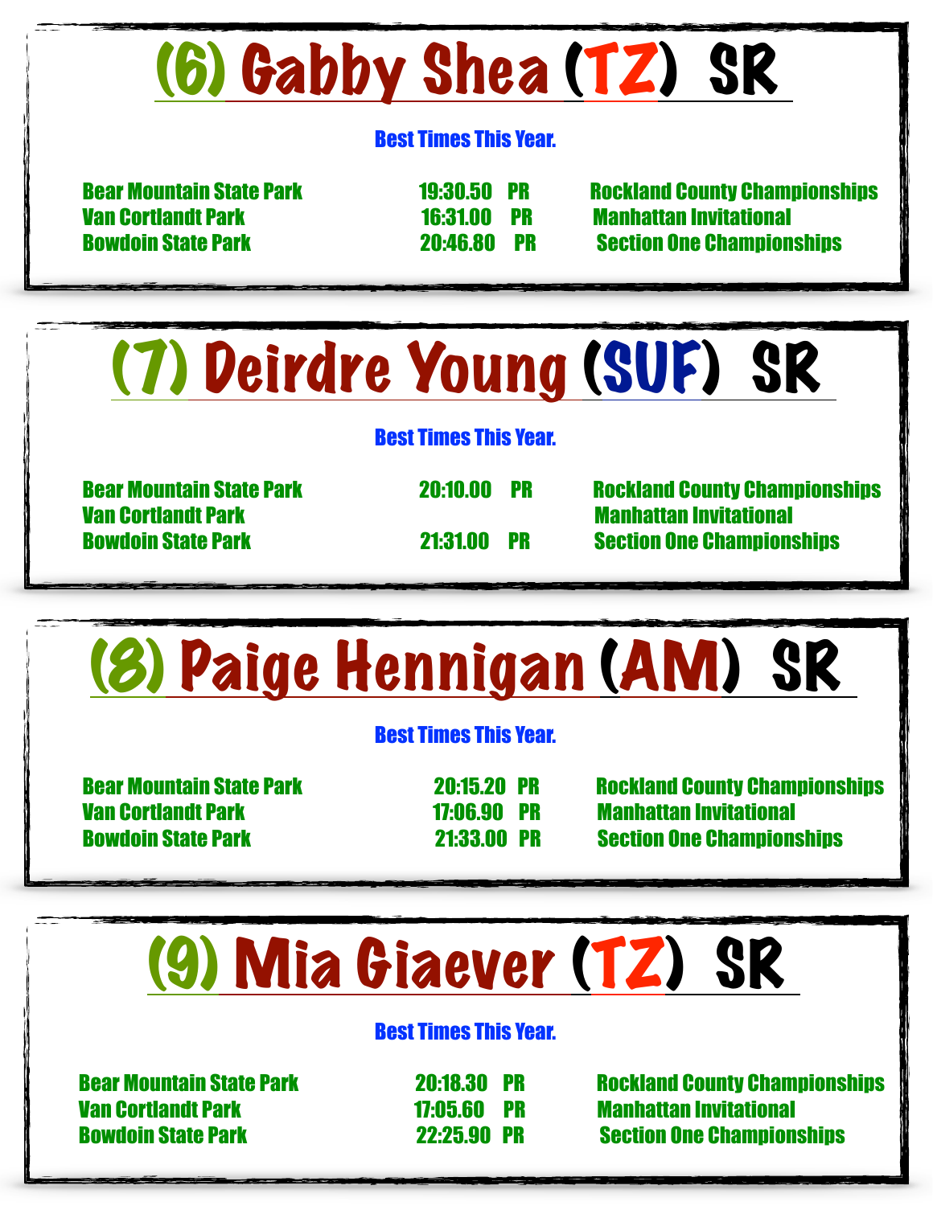## (6) Gabby Shea (TZ) SR

**Best Times This Year.**

| | | | |
|---|---|---|---|
| Bear Mountain State Park | 19:30.50 | PR | Rockland County Championships |
| Van Cortlandt Park | 16:31.00 | PR | Manhattan Invitational |
| Bowdoin State Park | 20:46.80 | PR | Section One Championships |

## (7) Deirdre Young (SUF) SR

**Best Times This Year.**

| | | | |
|---|---|---|---|
| Bear Mountain State Park | 20:10.00 | PR | Rockland County Championships |
| Van Cortlandt Park | | | Manhattan Invitational |
| Bowdoin State Park | 21:31.00 | PR | Section One Championships |

## (8) Paige Hennigan (AM) SR

**Best Times This Year.**

| | | | |
|---|---|---|---|
| Bear Mountain State Park | 20:15.20 | PR | Rockland County Championships |
| Van Cortlandt Park | 17:06.90 | PR | Manhattan Invitational |
| Bowdoin State Park | 21:33.00 | PR | Section One Championships |

## (9) Mia Giaever (TZ) SR

**Best Times This Year.**

| | | | |
|---|---|---|---|
| Bear Mountain State Park | 20:18.30 | PR | Rockland County Championships |
| Van Cortlandt Park | 17:05.60 | PR | Manhattan Invitational |
| Bowdoin State Park | 22:25.90 | PR | Section One Championships |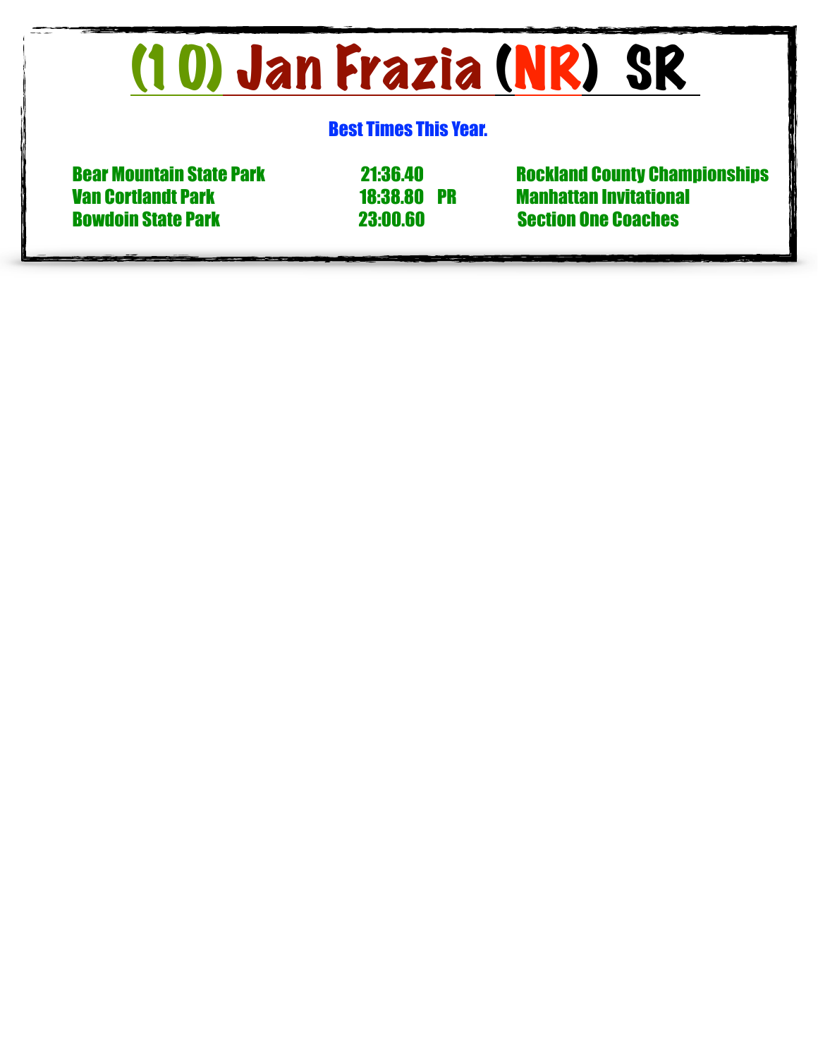# (1 0) Jan Frazia (NR) SR

**Best Times This Year.**

| | | | |
|---|---|---|---|
| Bear Mountain State Park | 21:36.40 | | Rockland County Championships |
| Van Cortlandt Park | 18:38.80 | PR | Manhattan Invitational |
| Bowdoin State Park | 23:00.60 | | Section One Coaches |